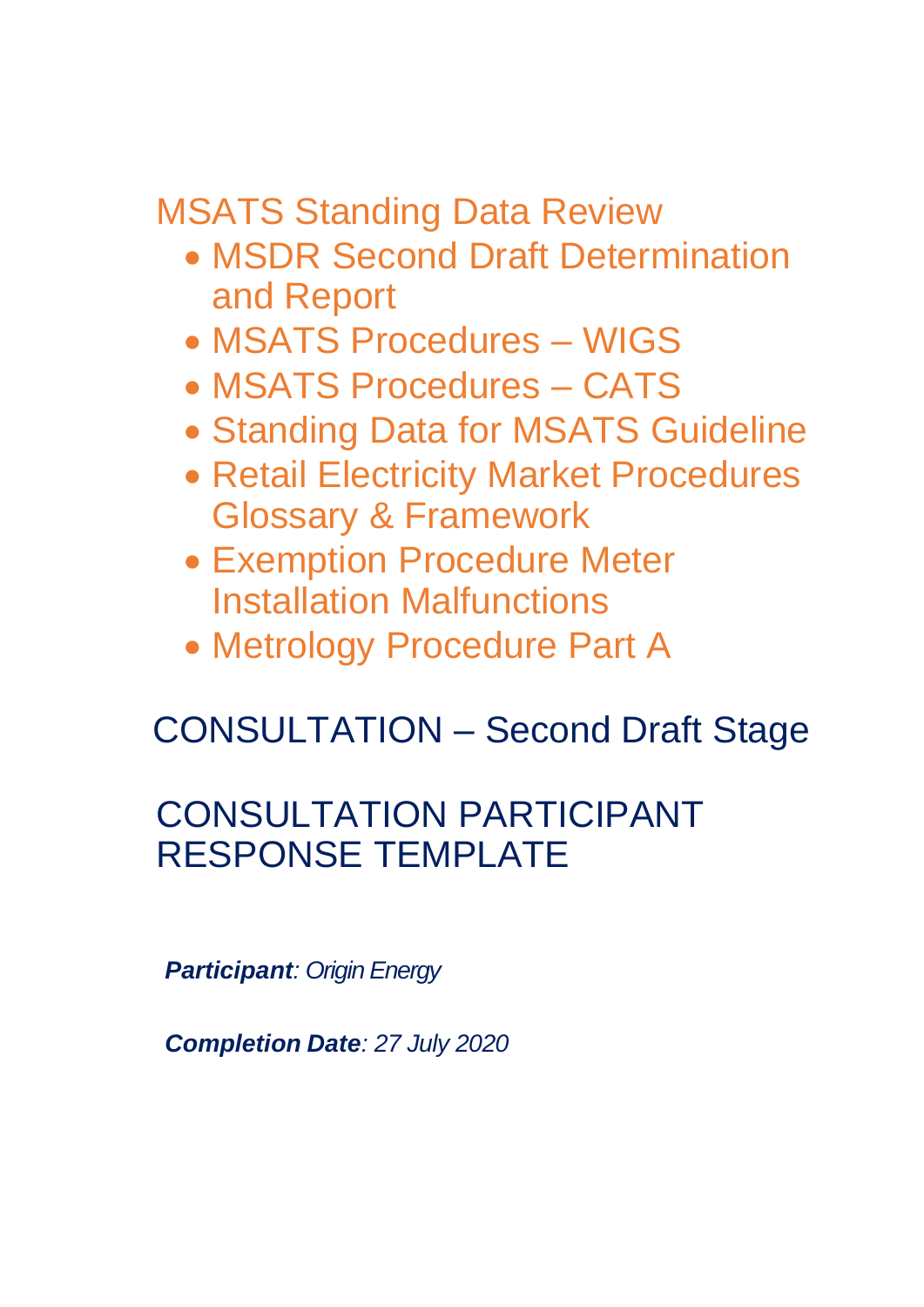# MSATS Standing Data Review

- MSDR Second Draft Determination and Report
- MSATS Procedures – WIGS
- MSATS Procedures – CATS
- Standing Data for MSATS Guideline
- Retail Electricity Market Procedures Glossary & Framework
- Exemption Procedure Meter Installation Malfunctions
- Metrology Procedure Part A

## CONSULTATION – Second Draft Stage

## CONSULTATION PARTICIPANT RESPONSE TEMPLATE

***Participant**: Origin Energy*

***Completion Date**: 27 July 2020*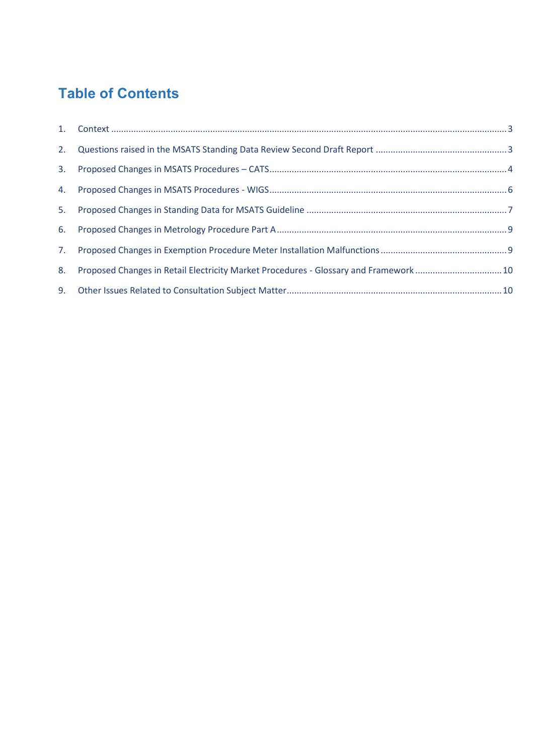# Table of Contents

1. Context ........ 3
2. Questions raised in the MSATS Standing Data Review Second Draft Report ........ 3
3. Proposed Changes in MSATS Procedures – CATS ........ 4
4. Proposed Changes in MSATS Procedures - WIGS ........ 6
5. Proposed Changes in Standing Data for MSATS Guideline ........ 7
6. Proposed Changes in Metrology Procedure Part A ........ 9
7. Proposed Changes in Exemption Procedure Meter Installation Malfunctions ........ 9
8. Proposed Changes in Retail Electricity Market Procedures - Glossary and Framework ........ 10
9. Other Issues Related to Consultation Subject Matter ........ 10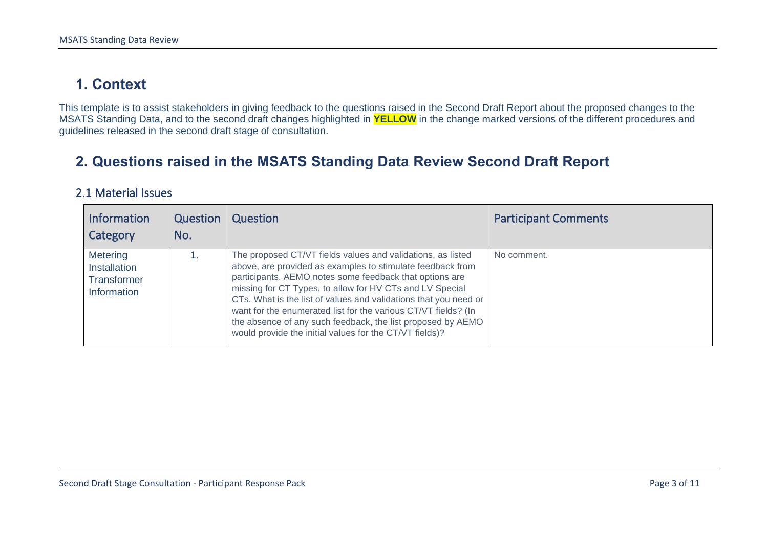# 1. Context

This template is to assist stakeholders in giving feedback to the questions raised in the Second Draft Report about the proposed changes to the MSATS Standing Data, and to the second draft changes highlighted in **YELLOW** in the change marked versions of the different procedures and guidelines released in the second draft stage of consultation.

# 2. Questions raised in the MSATS Standing Data Review Second Draft Report

## 2.1 Material Issues

| Information Category | Question No. | Question | Participant Comments |
|---|---|---|---|
| Metering Installation Transformer Information | 1. | The proposed CT/VT fields values and validations, as listed above, are provided as examples to stimulate feedback from participants. AEMO notes some feedback that options are missing for CT Types, to allow for HV CTs and LV Special CTs. What is the list of values and validations that you need or want for the enumerated list for the various CT/VT fields? (In the absence of any such feedback, the list proposed by AEMO would provide the initial values for the CT/VT fields)? | No comment. |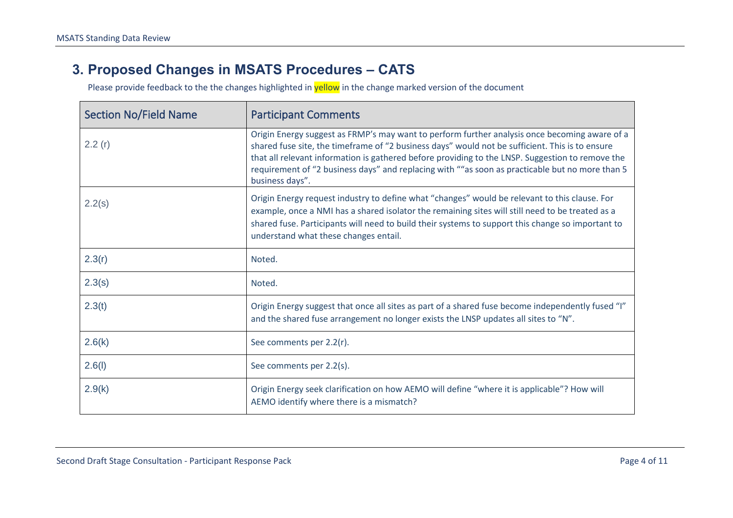## 3. Proposed Changes in MSATS Procedures – CATS

Please provide feedback to the the changes highlighted in yellow in the change marked version of the document

| Section No/Field Name | Participant Comments |
| --- | --- |
| 2.2 (r) | Origin Energy suggest as FRMP's may want to perform further analysis once becoming aware of a shared fuse site, the timeframe of "2 business days" would not be sufficient. This is to ensure that all relevant information is gathered before providing to the LNSP. Suggestion to remove the requirement of "2 business days" and replacing with ""as soon as practicable but no more than 5 business days". |
| 2.2(s) | Origin Energy request industry to define what "changes" would be relevant to this clause. For example, once a NMI has a shared isolator the remaining sites will still need to be treated as a shared fuse. Participants will need to build their systems to support this change so important to understand what these changes entail. |
| 2.3(r) | Noted. |
| 2.3(s) | Noted. |
| 2.3(t) | Origin Energy suggest that once all sites as part of a shared fuse become independently fused "I" and the shared fuse arrangement no longer exists the LNSP updates all sites to "N". |
| 2.6(k) | See comments per 2.2(r). |
| 2.6(l) | See comments per 2.2(s). |
| 2.9(k) | Origin Energy seek clarification on how AEMO will define "where it is applicable"? How will AEMO identify where there is a mismatch? |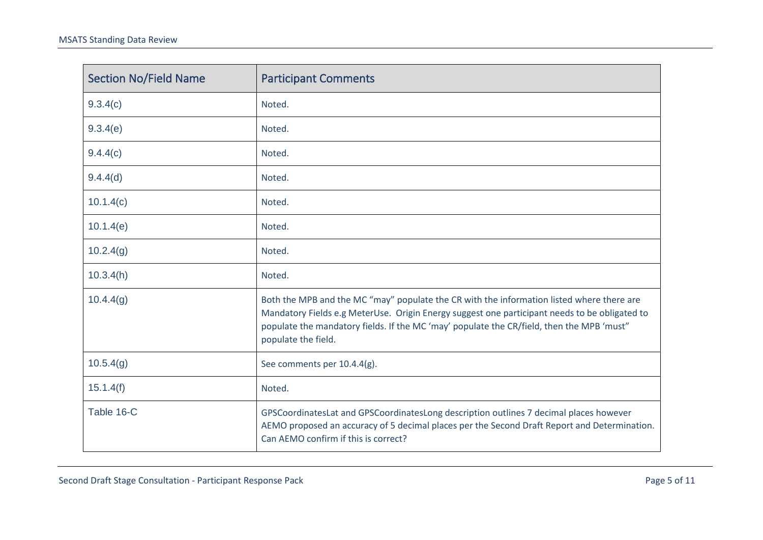| Section No/Field Name | Participant Comments |
|---|---|
| 9.3.4(c) | Noted. |
| 9.3.4(e) | Noted. |
| 9.4.4(c) | Noted. |
| 9.4.4(d) | Noted. |
| 10.1.4(c) | Noted. |
| 10.1.4(e) | Noted. |
| 10.2.4(g) | Noted. |
| 10.3.4(h) | Noted. |
| 10.4.4(g) | Both the MPB and the MC "may" populate the CR with the information listed where there are Mandatory Fields e.g MeterUse. Origin Energy suggest one participant needs to be obligated to populate the mandatory fields. If the MC 'may' populate the CR/field, then the MPB 'must" populate the field. |
| 10.5.4(g) | See comments per 10.4.4(g). |
| 15.1.4(f) | Noted. |
| Table 16-C | GPSCoordinatesLat and GPSCoordinatesLong description outlines 7 decimal places however AEMO proposed an accuracy of 5 decimal places per the Second Draft Report and Determination. Can AEMO confirm if this is correct? |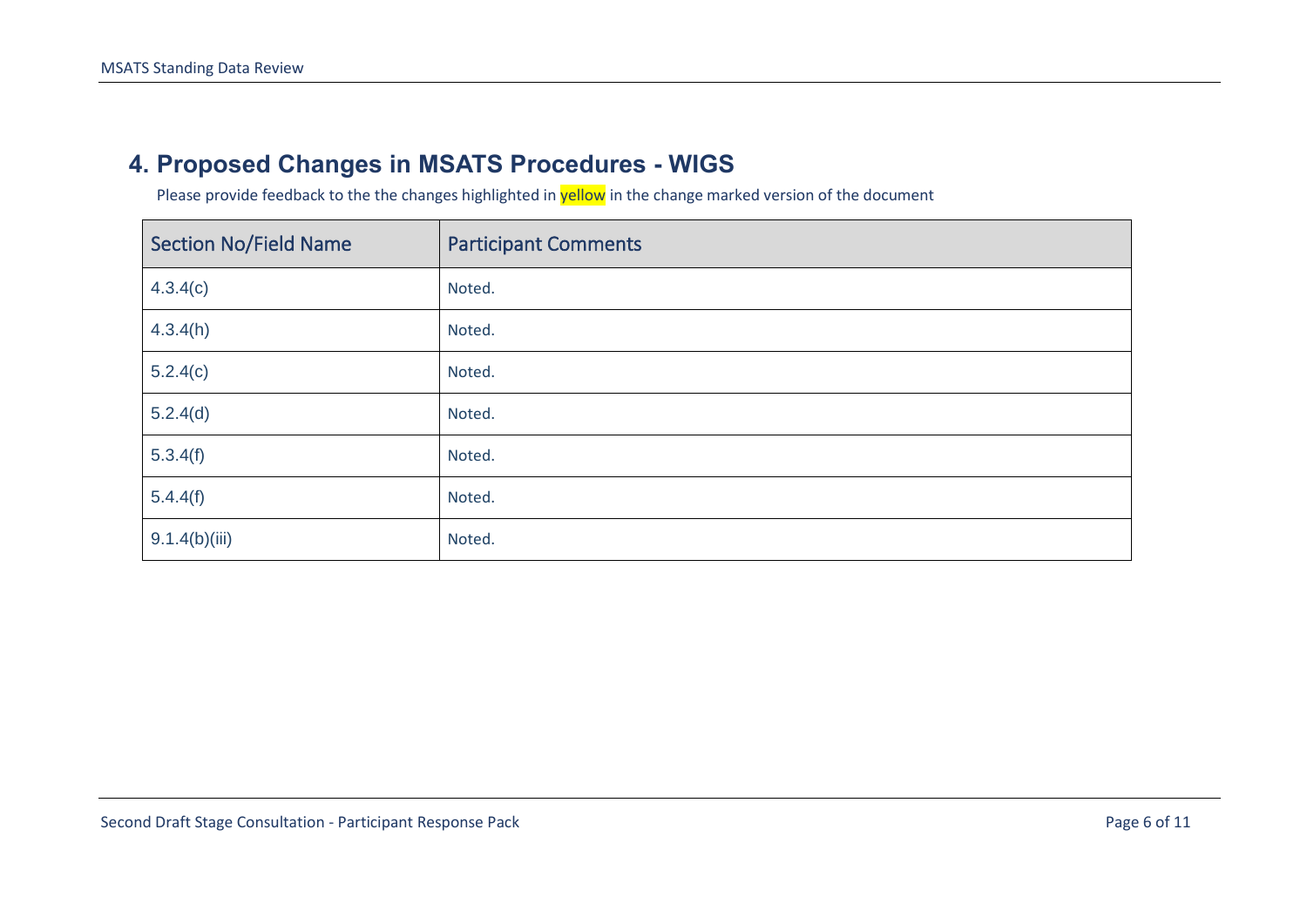## 4. Proposed Changes in MSATS Procedures - WIGS

Please provide feedback to the the changes highlighted in yellow in the change marked version of the document

| Section No/Field Name | Participant Comments |
|---|---|
| 4.3.4(c) | Noted. |
| 4.3.4(h) | Noted. |
| 5.2.4(c) | Noted. |
| 5.2.4(d) | Noted. |
| 5.3.4(f) | Noted. |
| 5.4.4(f) | Noted. |
| 9.1.4(b)(iii) | Noted. |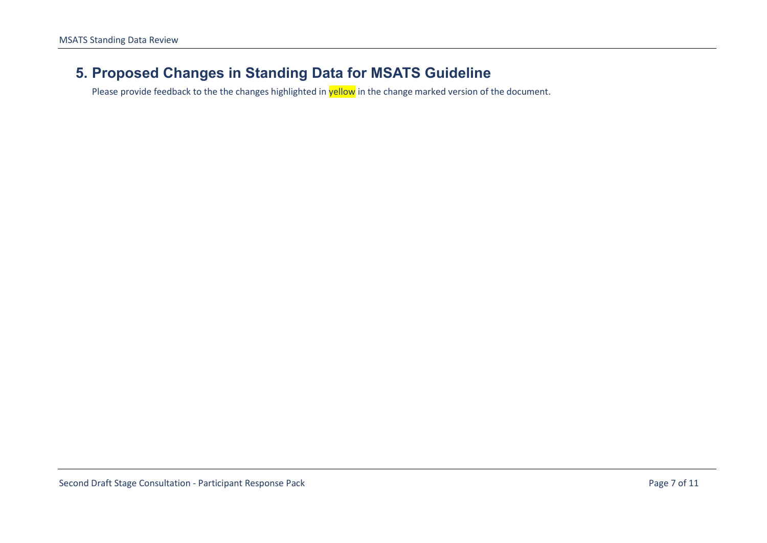## 5. Proposed Changes in Standing Data for MSATS Guideline

Please provide feedback to the the changes highlighted in yellow in the change marked version of the document.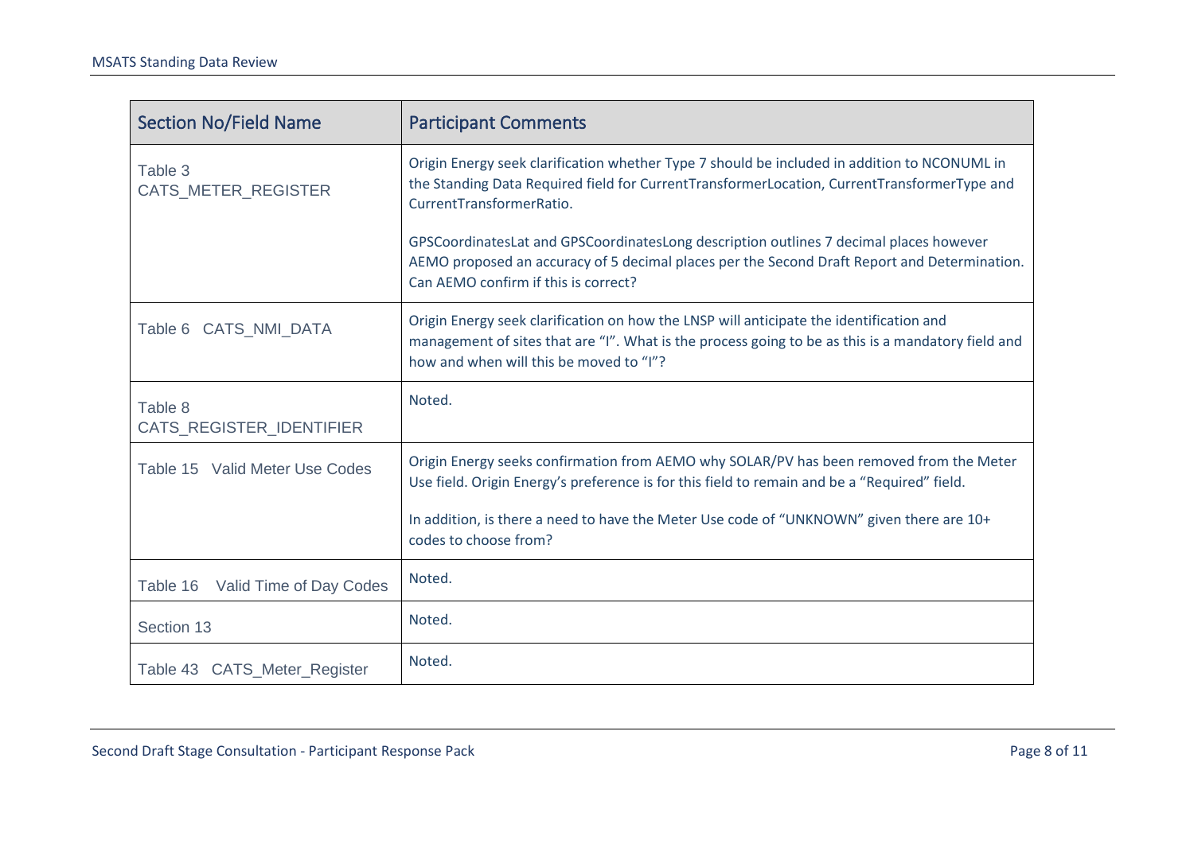| Section No/Field Name | Participant Comments |
|---|---|
| Table 3 CATS_METER_REGISTER | Origin Energy seek clarification whether Type 7 should be included in addition to NCONUML in the Standing Data Required field for CurrentTransformerLocation, CurrentTransformerType and CurrentTransformerRatio.<br><br>GPSCoordinatesLat and GPSCoordinatesLong description outlines 7 decimal places however AEMO proposed an accuracy of 5 decimal places per the Second Draft Report and Determination. Can AEMO confirm if this is correct? |
| Table 6 CATS_NMI_DATA | Origin Energy seek clarification on how the LNSP will anticipate the identification and management of sites that are "I". What is the process going to be as this is a mandatory field and how and when will this be moved to "I"? |
| Table 8 CATS_REGISTER_IDENTIFIER | Noted. |
| Table 15 Valid Meter Use Codes | Origin Energy seeks confirmation from AEMO why SOLAR/PV has been removed from the Meter Use field. Origin Energy's preference is for this field to remain and be a "Required" field.<br><br>In addition, is there a need to have the Meter Use code of "UNKNOWN" given there are 10+ codes to choose from? |
| Table 16 Valid Time of Day Codes | Noted. |
| Section 13 | Noted. |
| Table 43 CATS_Meter_Register | Noted. |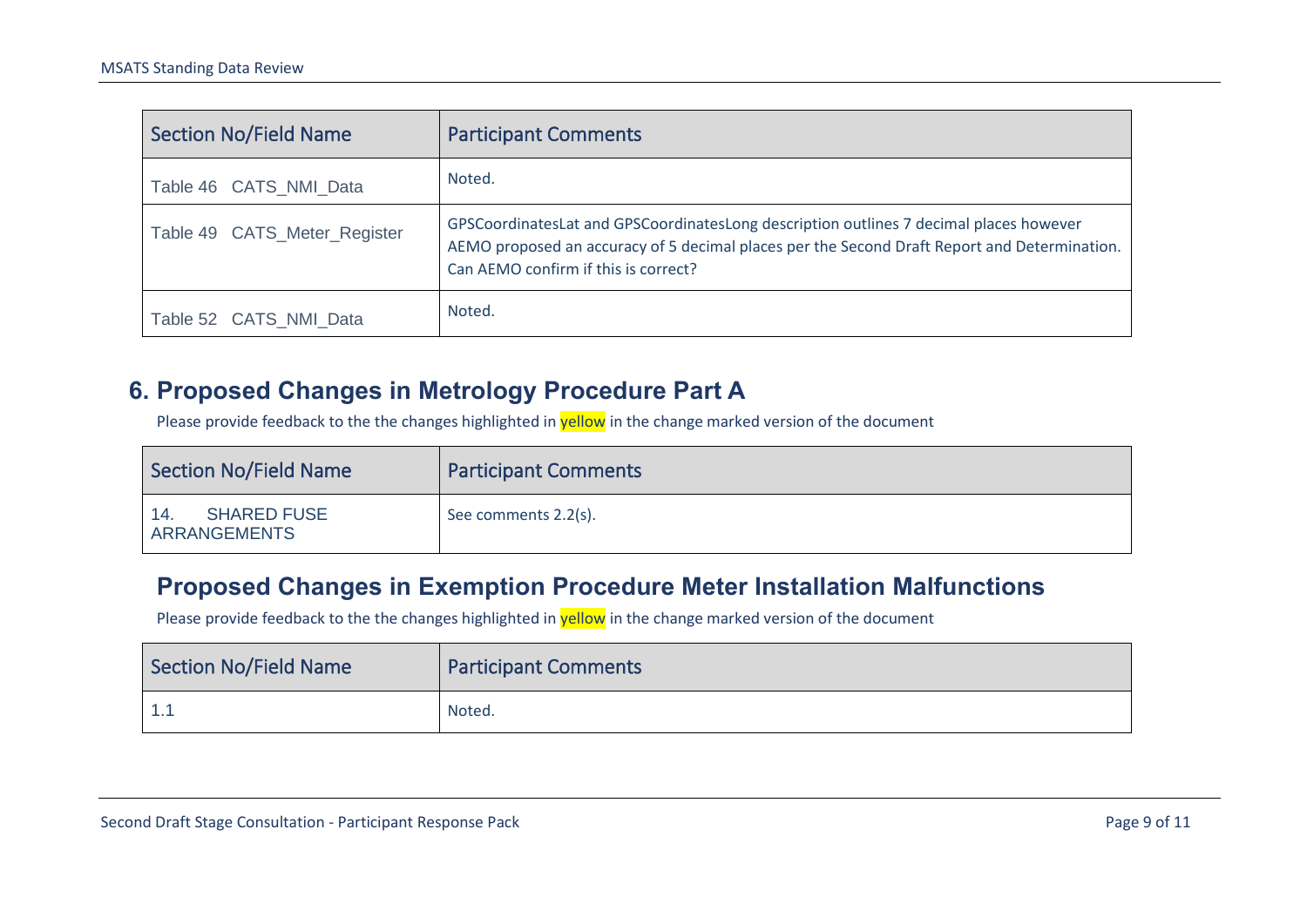| Section No/Field Name | Participant Comments |
|---|---|
| Table 46 CATS_NMI_Data | Noted. |
| Table 49 CATS_Meter_Register | GPSCoordinatesLat and GPSCoordinatesLong description outlines 7 decimal places however AEMO proposed an accuracy of 5 decimal places per the Second Draft Report and Determination. Can AEMO confirm if this is correct? |
| Table 52 CATS_NMI_Data | Noted. |

## 6. Proposed Changes in Metrology Procedure Part A

Please provide feedback to the the changes highlighted in yellow in the change marked version of the document

| Section No/Field Name | Participant Comments |
|---|---|
| 14. SHARED FUSE ARRANGEMENTS | See comments 2.2(s). |

## Proposed Changes in Exemption Procedure Meter Installation Malfunctions

Please provide feedback to the the changes highlighted in yellow in the change marked version of the document

| Section No/Field Name | Participant Comments |
|---|---|
| 1.1 | Noted. |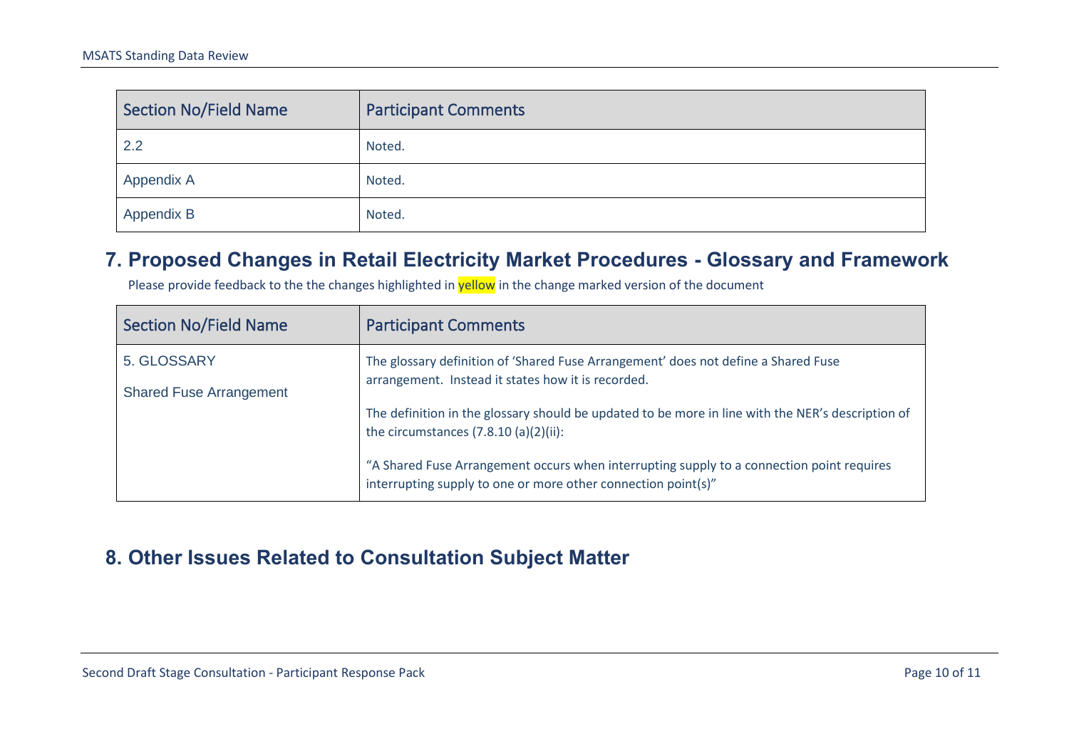| Section No/Field Name | Participant Comments |
|---|---|
| 2.2 | Noted. |
| Appendix A | Noted. |
| Appendix B | Noted. |

## 7. Proposed Changes in Retail Electricity Market Procedures - Glossary and Framework

Please provide feedback to the the changes highlighted in yellow in the change marked version of the document

| Section No/Field Name | Participant Comments |
|---|---|
| 5. GLOSSARY<br><br>Shared Fuse Arrangement | The glossary definition of 'Shared Fuse Arrangement' does not define a Shared Fuse arrangement. Instead it states how it is recorded.<br><br>The definition in the glossary should be updated to be more in line with the NER's description of the circumstances (7.8.10 (a)(2)(ii):<br><br>"A Shared Fuse Arrangement occurs when interrupting supply to a connection point requires interrupting supply to one or more other connection point(s)" |

## 8. Other Issues Related to Consultation Subject Matter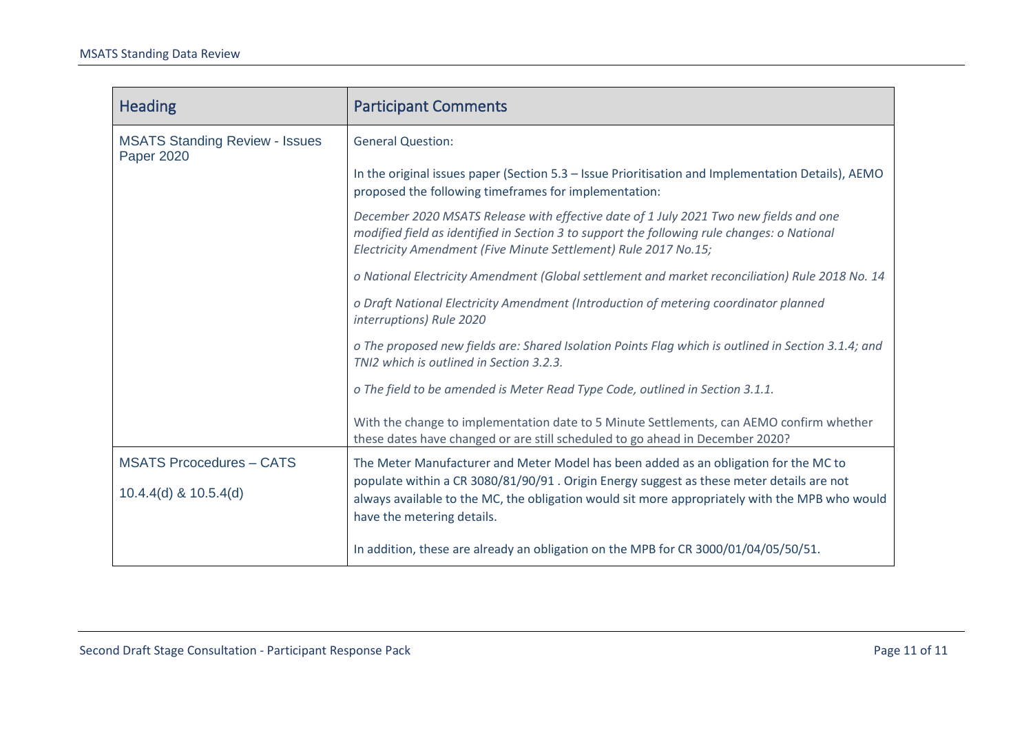| Heading | Participant Comments |
|---|---|
| MSATS Standing Review - Issues Paper 2020 | General Question:<br><br>In the original issues paper (Section 5.3 – Issue Prioritisation and Implementation Details), AEMO proposed the following timeframes for implementation:<br><br>*December 2020 MSATS Release with effective date of 1 July 2021 Two new fields and one modified field as identified in Section 3 to support the following rule changes: o National Electricity Amendment (Five Minute Settlement) Rule 2017 No.15;*<br><br>*o National Electricity Amendment (Global settlement and market reconciliation) Rule 2018 No. 14*<br><br>*o Draft National Electricity Amendment (Introduction of metering coordinator planned interruptions) Rule 2020*<br><br>*o The proposed new fields are: Shared Isolation Points Flag which is outlined in Section 3.1.4; and TNI2 which is outlined in Section 3.2.3.*<br><br>*o The field to be amended is Meter Read Type Code, outlined in Section 3.1.1.*<br><br>With the change to implementation date to 5 Minute Settlements, can AEMO confirm whether these dates have changed or are still scheduled to go ahead in December 2020? |
| MSATS Prcocedures – CATS<br><br>10.4.4(d) & 10.5.4(d) | The Meter Manufacturer and Meter Model has been added as an obligation for the MC to populate within a CR 3080/81/90/91 . Origin Energy suggest as these meter details are not always available to the MC, the obligation would sit more appropriately with the MPB who would have the metering details.<br><br>In addition, these are already an obligation on the MPB for CR 3000/01/04/05/50/51. |